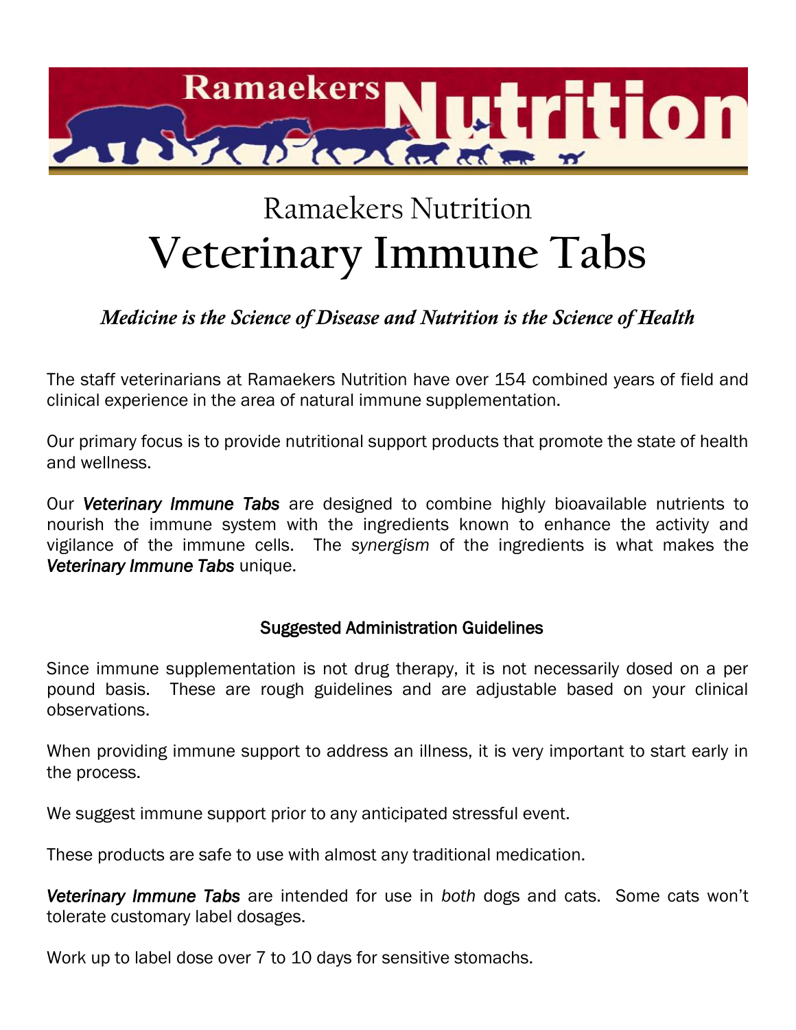# Ramaekers Nutrition

# Veterinary Immune Tabs

***Medicine is the Science of Disease and Nutrition is the Science of Health***

The staff veterinarians at Ramaekers Nutrition have over 154 combined years of field and clinical experience in the area of natural immune supplementation.

Our primary focus is to provide nutritional support products that promote the state of health and wellness.

Our ***Veterinary Immune Tabs*** are designed to combine highly bioavailable nutrients to nourish the immune system with the ingredients known to enhance the activity and vigilance of the immune cells. The *synergism* of the ingredients is what makes the ***Veterinary Immune Tabs*** unique.

## Suggested Administration Guidelines

Since immune supplementation is not drug therapy, it is not necessarily dosed on a per pound basis. These are rough guidelines and are adjustable based on your clinical observations.

When providing immune support to address an illness, it is very important to start early in the process.

We suggest immune support prior to any anticipated stressful event.

These products are safe to use with almost any traditional medication.

***Veterinary Immune Tabs*** are intended for use in *both* dogs and cats. Some cats won't tolerate customary label dosages.

Work up to label dose over 7 to 10 days for sensitive stomachs.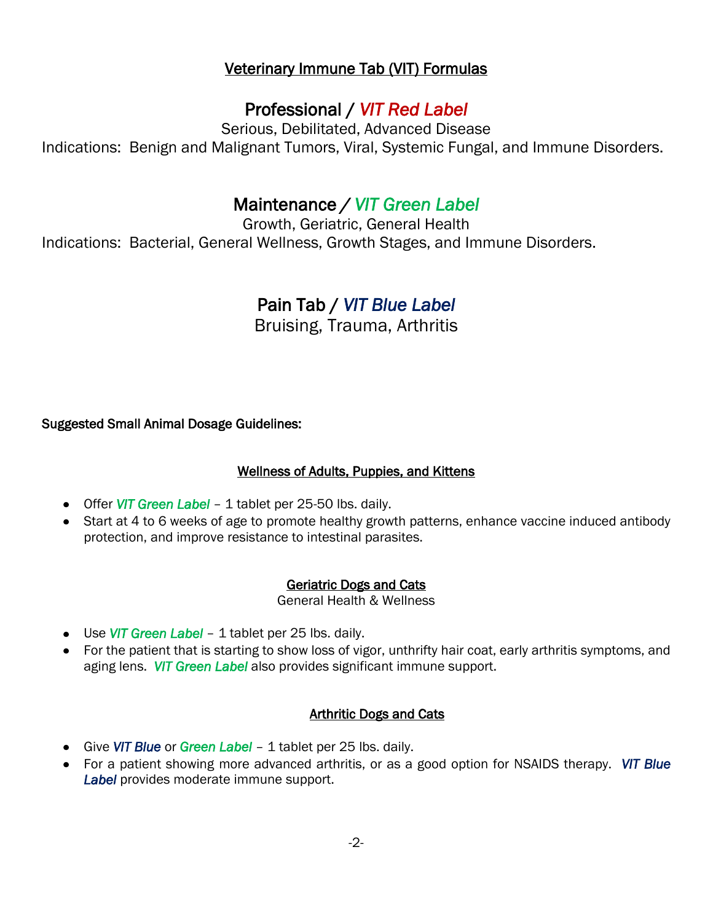# Veterinary Immune Tab (VIT) Formulas

## Professional / *VIT Red Label*

Serious, Debilitated, Advanced Disease

Indications: Benign and Malignant Tumors, Viral, Systemic Fungal, and Immune Disorders.

## Maintenance / *VIT Green Label*

Growth, Geriatric, General Health

Indications: Bacterial, General Wellness, Growth Stages, and Immune Disorders.

## Pain Tab / *VIT Blue Label*

Bruising, Trauma, Arthritis

**Suggested Small Animal Dosage Guidelines:**

### Wellness of Adults, Puppies, and Kittens

- Offer ***VIT Green Label*** – 1 tablet per 25-50 lbs. daily.
- Start at 4 to 6 weeks of age to promote healthy growth patterns, enhance vaccine induced antibody protection, and improve resistance to intestinal parasites.

### Geriatric Dogs and Cats

General Health & Wellness

- Use ***VIT Green Label*** – 1 tablet per 25 lbs. daily.
- For the patient that is starting to show loss of vigor, unthrifty hair coat, early arthritis symptoms, and aging lens. ***VIT Green Label*** also provides significant immune support.

### Arthritic Dogs and Cats

- Give ***VIT Blue*** or ***Green Label*** – 1 tablet per 25 lbs. daily.
- For a patient showing more advanced arthritis, or as a good option for NSAIDS therapy. ***VIT Blue Label*** provides moderate immune support.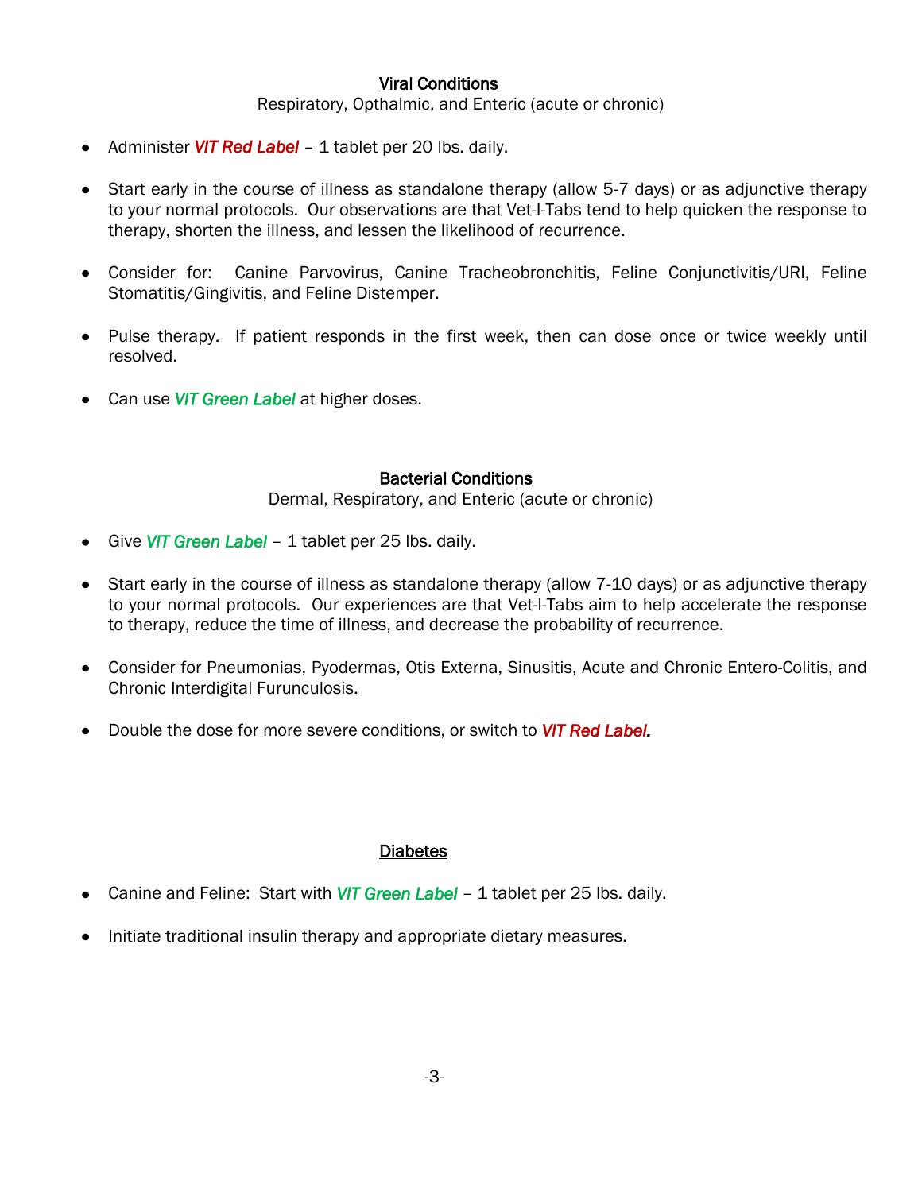## Viral Conditions

Respiratory, Opthalmic, and Enteric (acute or chronic)

- Administer ***VIT Red Label*** – 1 tablet per 20 lbs. daily.
- Start early in the course of illness as standalone therapy (allow 5-7 days) or as adjunctive therapy to your normal protocols. Our observations are that Vet-I-Tabs tend to help quicken the response to therapy, shorten the illness, and lessen the likelihood of recurrence.
- Consider for: Canine Parvovirus, Canine Tracheobronchitis, Feline Conjunctivitis/URI, Feline Stomatitis/Gingivitis, and Feline Distemper.
- Pulse therapy. If patient responds in the first week, then can dose once or twice weekly until resolved.
- Can use ***VIT Green Label*** at higher doses.

## Bacterial Conditions

Dermal, Respiratory, and Enteric (acute or chronic)

- Give ***VIT Green Label*** – 1 tablet per 25 lbs. daily.
- Start early in the course of illness as standalone therapy (allow 7-10 days) or as adjunctive therapy to your normal protocols. Our experiences are that Vet-I-Tabs aim to help accelerate the response to therapy, reduce the time of illness, and decrease the probability of recurrence.
- Consider for Pneumonias, Pyodermas, Otis Externa, Sinusitis, Acute and Chronic Entero-Colitis, and Chronic Interdigital Furunculosis.
- Double the dose for more severe conditions, or switch to ***VIT Red Label.***

## Diabetes

- Canine and Feline: Start with ***VIT Green Label*** – 1 tablet per 25 lbs. daily.
- Initiate traditional insulin therapy and appropriate dietary measures.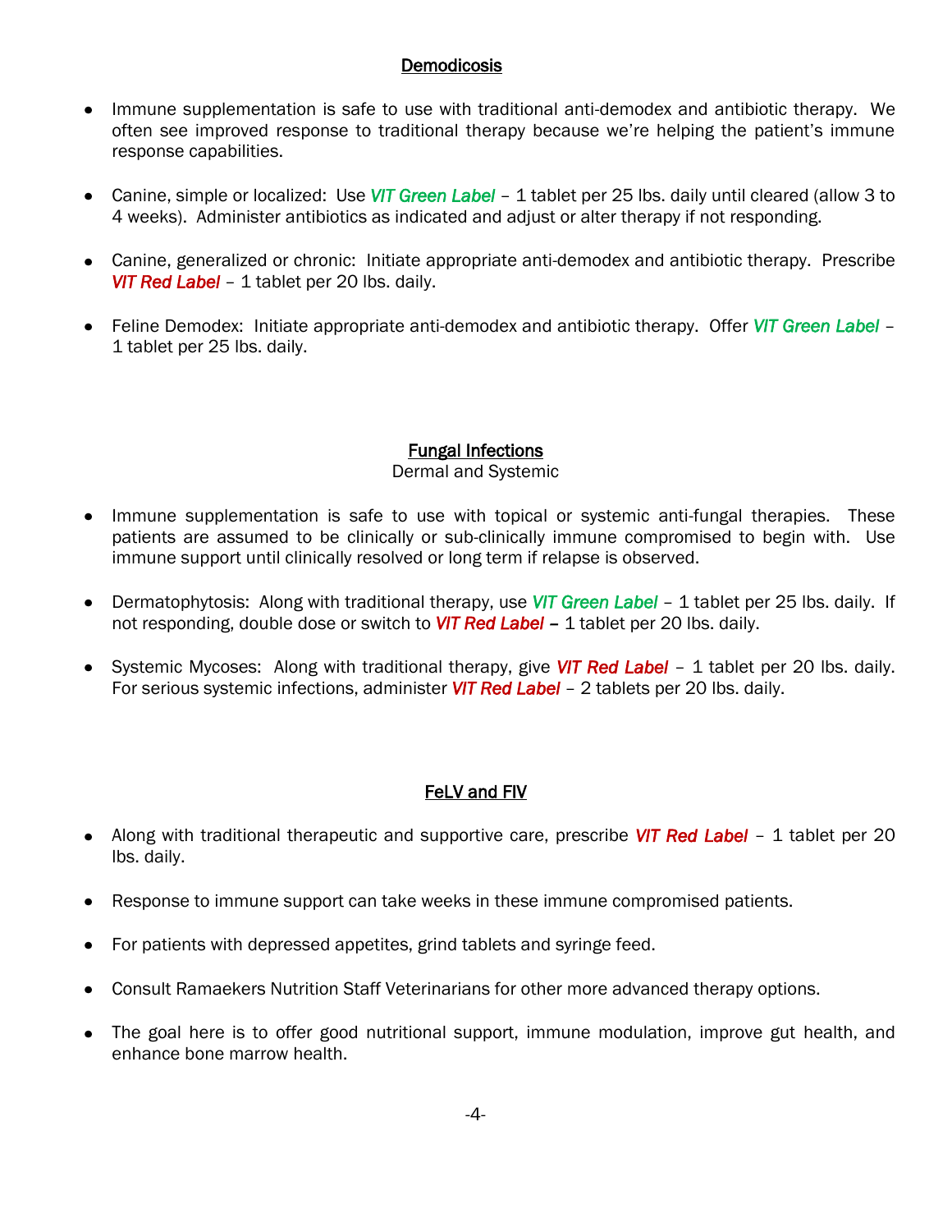## Demodicosis

- Immune supplementation is safe to use with traditional anti-demodex and antibiotic therapy. We often see improved response to traditional therapy because we're helping the patient's immune response capabilities.

- Canine, simple or localized: Use ***VIT Green Label*** – 1 tablet per 25 lbs. daily until cleared (allow 3 to 4 weeks). Administer antibiotics as indicated and adjust or alter therapy if not responding.

- Canine, generalized or chronic: Initiate appropriate anti-demodex and antibiotic therapy. Prescribe ***VIT Red Label*** – 1 tablet per 20 lbs. daily.

- Feline Demodex: Initiate appropriate anti-demodex and antibiotic therapy. Offer ***VIT Green Label*** – 1 tablet per 25 lbs. daily.

## Fungal Infections

Dermal and Systemic

- Immune supplementation is safe to use with topical or systemic anti-fungal therapies. These patients are assumed to be clinically or sub-clinically immune compromised to begin with. Use immune support until clinically resolved or long term if relapse is observed.

- Dermatophytosis: Along with traditional therapy, use ***VIT Green Label*** – 1 tablet per 25 lbs. daily. If not responding, double dose or switch to ***VIT Red Label*** – 1 tablet per 20 lbs. daily.

- Systemic Mycoses: Along with traditional therapy, give ***VIT Red Label*** – 1 tablet per 20 lbs. daily. For serious systemic infections, administer ***VIT Red Label*** – 2 tablets per 20 lbs. daily.

## FeLV and FIV

- Along with traditional therapeutic and supportive care, prescribe ***VIT Red Label*** – 1 tablet per 20 lbs. daily.

- Response to immune support can take weeks in these immune compromised patients.

- For patients with depressed appetites, grind tablets and syringe feed.

- Consult Ramaekers Nutrition Staff Veterinarians for other more advanced therapy options.

- The goal here is to offer good nutritional support, immune modulation, improve gut health, and enhance bone marrow health.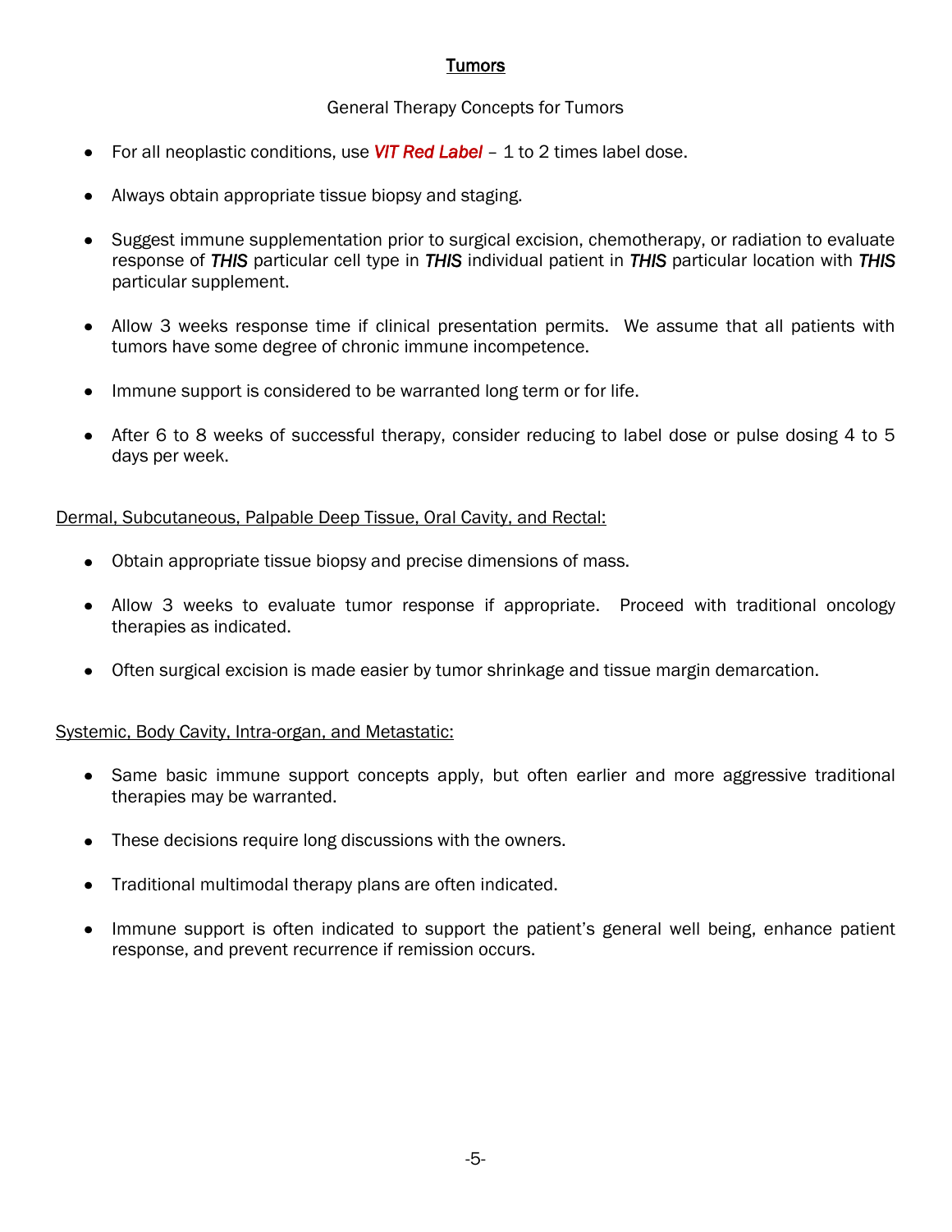# Tumors

General Therapy Concepts for Tumors

- For all neoplastic conditions, use ***VIT Red Label*** – 1 to 2 times label dose.
- Always obtain appropriate tissue biopsy and staging.
- Suggest immune supplementation prior to surgical excision, chemotherapy, or radiation to evaluate response of ***THIS*** particular cell type in ***THIS*** individual patient in ***THIS*** particular location with ***THIS*** particular supplement.
- Allow 3 weeks response time if clinical presentation permits. We assume that all patients with tumors have some degree of chronic immune incompetence.
- Immune support is considered to be warranted long term or for life.
- After 6 to 8 weeks of successful therapy, consider reducing to label dose or pulse dosing 4 to 5 days per week.

## Dermal, Subcutaneous, Palpable Deep Tissue, Oral Cavity, and Rectal:

- Obtain appropriate tissue biopsy and precise dimensions of mass.
- Allow 3 weeks to evaluate tumor response if appropriate. Proceed with traditional oncology therapies as indicated.
- Often surgical excision is made easier by tumor shrinkage and tissue margin demarcation.

## Systemic, Body Cavity, Intra-organ, and Metastatic:

- Same basic immune support concepts apply, but often earlier and more aggressive traditional therapies may be warranted.
- These decisions require long discussions with the owners.
- Traditional multimodal therapy plans are often indicated.
- Immune support is often indicated to support the patient's general well being, enhance patient response, and prevent recurrence if remission occurs.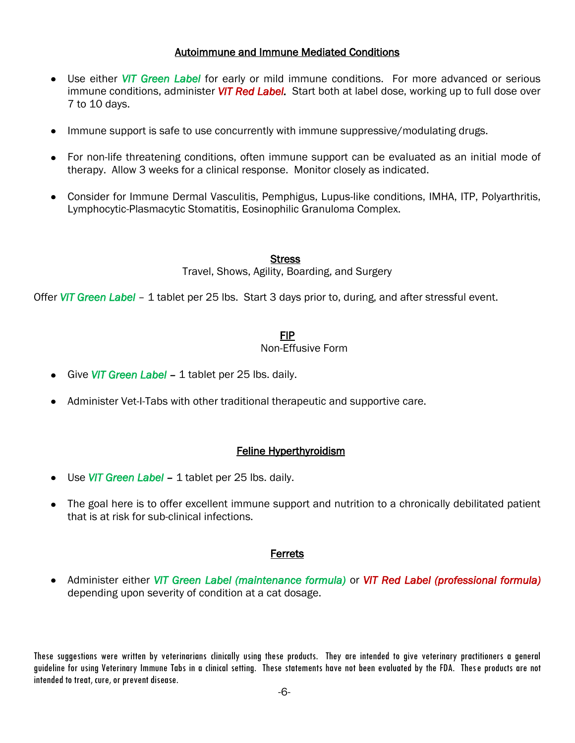## Autoimmune and Immune Mediated Conditions

- Use either ***VIT Green Label*** for early or mild immune conditions. For more advanced or serious immune conditions, administer ***VIT Red Label.*** Start both at label dose, working up to full dose over 7 to 10 days.
- Immune support is safe to use concurrently with immune suppressive/modulating drugs.
- For non-life threatening conditions, often immune support can be evaluated as an initial mode of therapy. Allow 3 weeks for a clinical response. Monitor closely as indicated.
- Consider for Immune Dermal Vasculitis, Pemphigus, Lupus-like conditions, IMHA, ITP, Polyarthritis, Lymphocytic-Plasmacytic Stomatitis, Eosinophilic Granuloma Complex.

## Stress

Travel, Shows, Agility, Boarding, and Surgery

Offer ***VIT Green Label*** – 1 tablet per 25 lbs. Start 3 days prior to, during, and after stressful event.

## FIP

Non-Effusive Form

- Give ***VIT Green Label*** – 1 tablet per 25 lbs. daily.
- Administer Vet-I-Tabs with other traditional therapeutic and supportive care.

## Feline Hyperthyroidism

- Use ***VIT Green Label*** – 1 tablet per 25 lbs. daily.
- The goal here is to offer excellent immune support and nutrition to a chronically debilitated patient that is at risk for sub-clinical infections.

## Ferrets

- Administer either ***VIT Green Label (maintenance formula)*** or ***VIT Red Label (professional formula)*** depending upon severity of condition at a cat dosage.

These suggestions were written by veterinarians clinically using these products. They are intended to give veterinary practitioners a general guideline for using Veterinary Immune Tabs in a clinical setting. These statements have not been evaluated by the FDA. These products are not intended to treat, cure, or prevent disease.